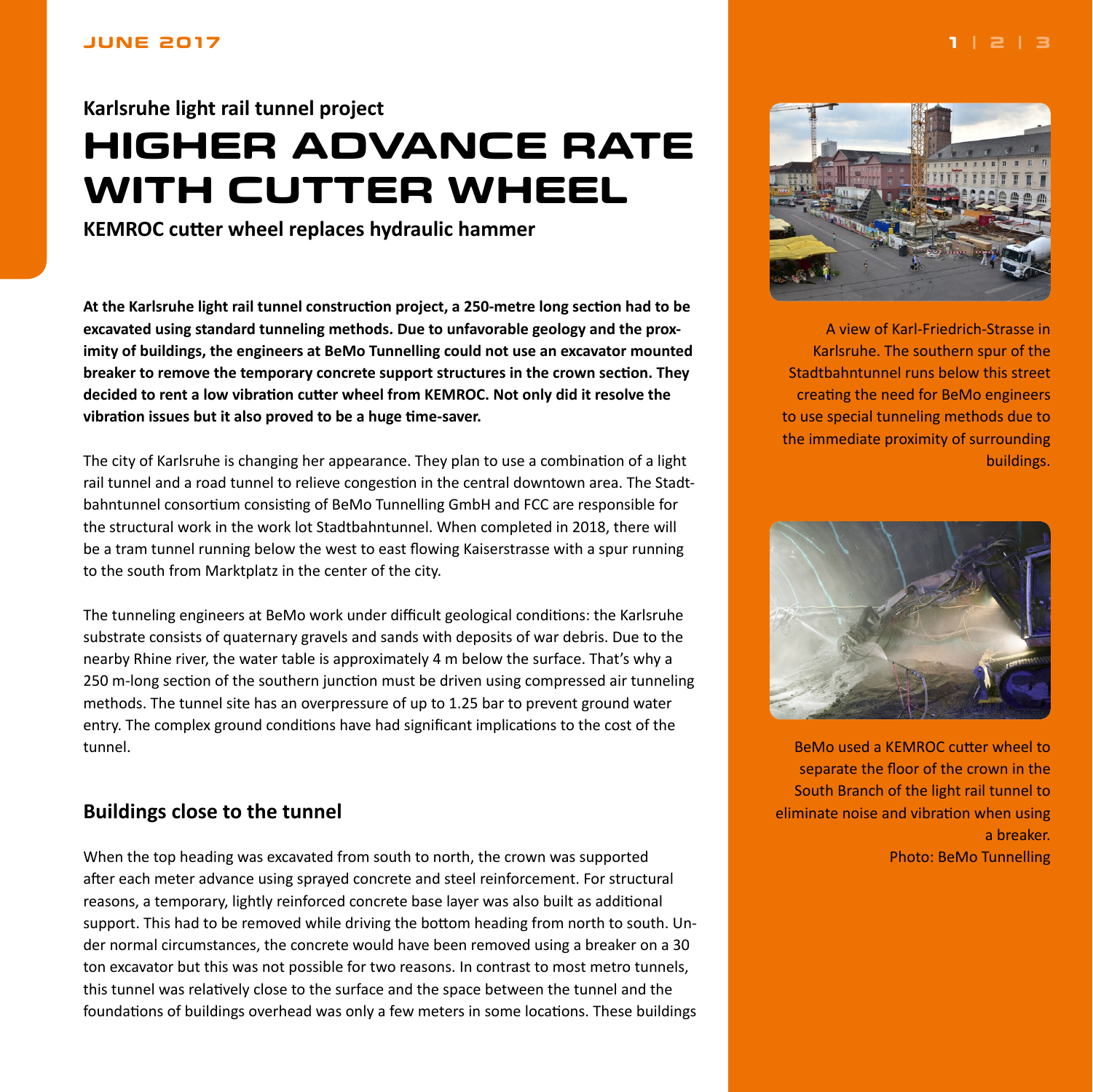Karlsruhe light rail tunnel project

# HIGHER ADVANCE RATE WITH CUTTER WHEEL

**KEMROC cutter wheel replaces hydraulic hammer**

**At the Karlsruhe light rail tunnel construction project, a 250-metre long section had to be excavated using standard tunneling methods. Due to unfavorable geology and the proximity of buildings, the engineers at BeMo Tunnelling could not use an excavator mounted breaker to remove the temporary concrete support structures in the crown section. They decided to rent a low vibration cutter wheel from KEMROC. Not only did it resolve the vibration issues but it also proved to be a huge time-saver.**

The city of Karlsruhe is changing her appearance. They plan to use a combination of a light rail tunnel and a road tunnel to relieve congestion in the central downtown area. The Stadtbahntunnel consortium consisting of BeMo Tunnelling GmbH and FCC are responsible for the structural work in the work lot Stadtbahntunnel. When completed in 2018, there will be a tram tunnel running below the west to east flowing Kaiserstrasse with a spur running to the south from Marktplatz in the center of the city.

The tunneling engineers at BeMo work under difficult geological conditions: the Karlsruhe substrate consists of quaternary gravels and sands with deposits of war debris. Due to the nearby Rhine river, the water table is approximately 4 m below the surface. That's why a 250 m-long section of the southern junction must be driven using compressed air tunneling methods. The tunnel site has an overpressure of up to 1.25 bar to prevent ground water entry. The complex ground conditions have had significant implications to the cost of the tunnel.

## Buildings close to the tunnel

When the top heading was excavated from south to north, the crown was supported after each meter advance using sprayed concrete and steel reinforcement. For structural reasons, a temporary, lightly reinforced concrete base layer was also built as additional support. This had to be removed while driving the bottom heading from north to south. Under normal circumstances, the concrete would have been removed using a breaker on a 30 ton excavator but this was not possible for two reasons. In contrast to most metro tunnels, this tunnel was relatively close to the surface and the space between the tunnel and the foundations of buildings overhead was only a few meters in some locations. These buildings

A view of Karl-Friedrich-Strasse in Karlsruhe. The southern spur of the Stadtbahntunnel runs below this street creating the need for BeMo engineers to use special tunneling methods due to the immediate proximity of surrounding buildings.

BeMo used a KEMROC cutter wheel to separate the floor of the crown in the South Branch of the light rail tunnel to eliminate noise and vibration when using a breaker.
Photo: BeMo Tunnelling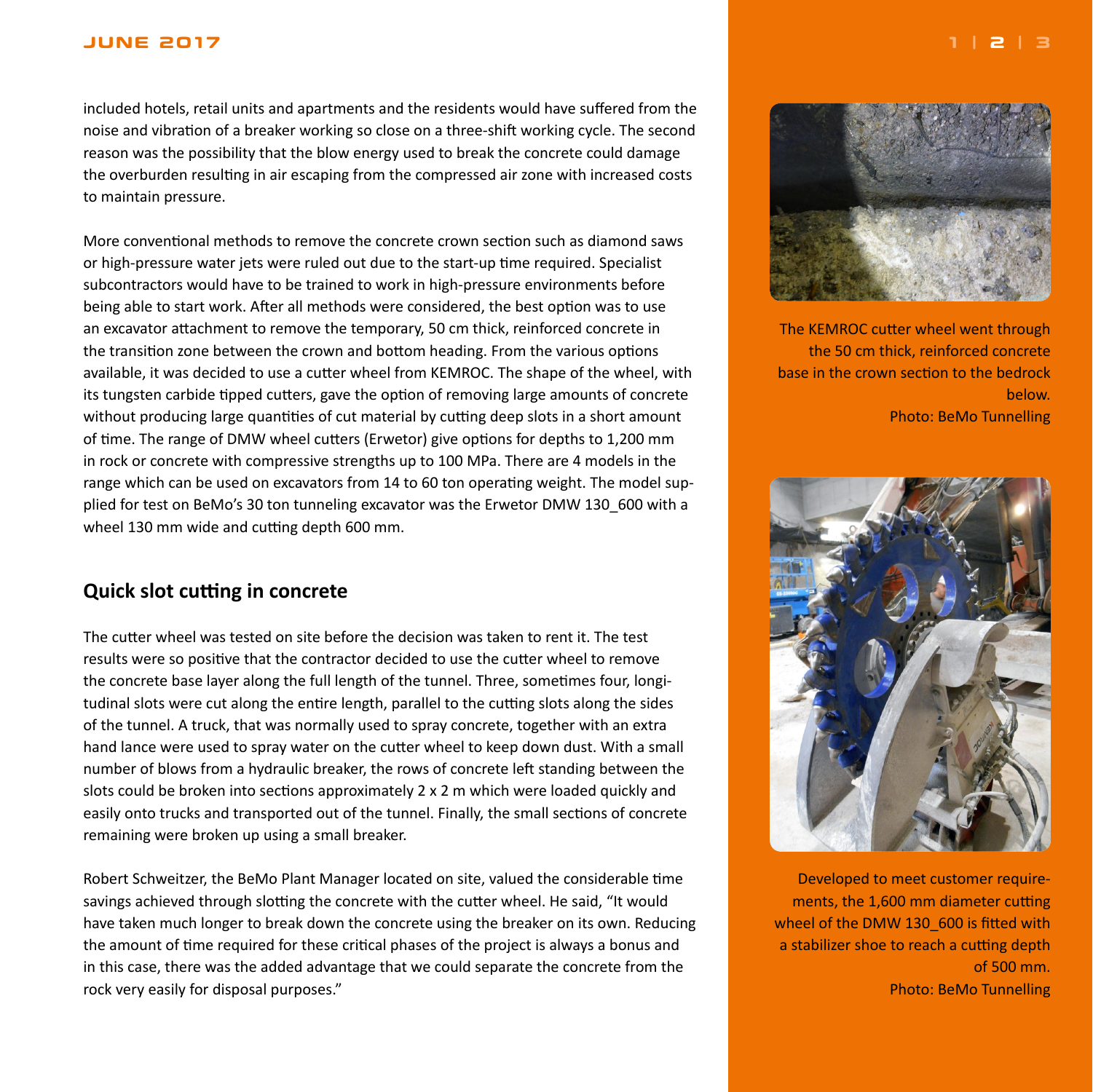included hotels, retail units and apartments and the residents would have suffered from the noise and vibration of a breaker working so close on a three-shift working cycle. The second reason was the possibility that the blow energy used to break the concrete could damage the overburden resulting in air escaping from the compressed air zone with increased costs to maintain pressure.

More conventional methods to remove the concrete crown section such as diamond saws or high-pressure water jets were ruled out due to the start-up time required. Specialist subcontractors would have to be trained to work in high-pressure environments before being able to start work. After all methods were considered, the best option was to use an excavator attachment to remove the temporary, 50 cm thick, reinforced concrete in the transition zone between the crown and bottom heading. From the various options available, it was decided to use a cutter wheel from KEMROC. The shape of the wheel, with its tungsten carbide tipped cutters, gave the option of removing large amounts of concrete without producing large quantities of cut material by cutting deep slots in a short amount of time. The range of DMW wheel cutters (Erwetor) give options for depths to 1,200 mm in rock or concrete with compressive strengths up to 100 MPa. There are 4 models in the range which can be used on excavators from 14 to 60 ton operating weight. The model supplied for test on BeMo's 30 ton tunneling excavator was the Erwetor DMW 130_600 with a wheel 130 mm wide and cutting depth 600 mm.

## Quick slot cutting in concrete

The cutter wheel was tested on site before the decision was taken to rent it. The test results were so positive that the contractor decided to use the cutter wheel to remove the concrete base layer along the full length of the tunnel. Three, sometimes four, longitudinal slots were cut along the entire length, parallel to the cutting slots along the sides of the tunnel. A truck, that was normally used to spray concrete, together with an extra hand lance were used to spray water on the cutter wheel to keep down dust. With a small number of blows from a hydraulic breaker, the rows of concrete left standing between the slots could be broken into sections approximately 2 x 2 m which were loaded quickly and easily onto trucks and transported out of the tunnel. Finally, the small sections of concrete remaining were broken up using a small breaker.

Robert Schweitzer, the BeMo Plant Manager located on site, valued the considerable time savings achieved through slotting the concrete with the cutter wheel. He said, "It would have taken much longer to break down the concrete using the breaker on its own. Reducing the amount of time required for these critical phases of the project is always a bonus and in this case, there was the added advantage that we could separate the concrete from the rock very easily for disposal purposes."

The KEMROC cutter wheel went through the 50 cm thick, reinforced concrete base in the crown section to the bedrock below.
Photo: BeMo Tunnelling

Developed to meet customer requirements, the 1,600 mm diameter cutting wheel of the DMW 130_600 is fitted with a stabilizer shoe to reach a cutting depth of 500 mm.
Photo: BeMo Tunnelling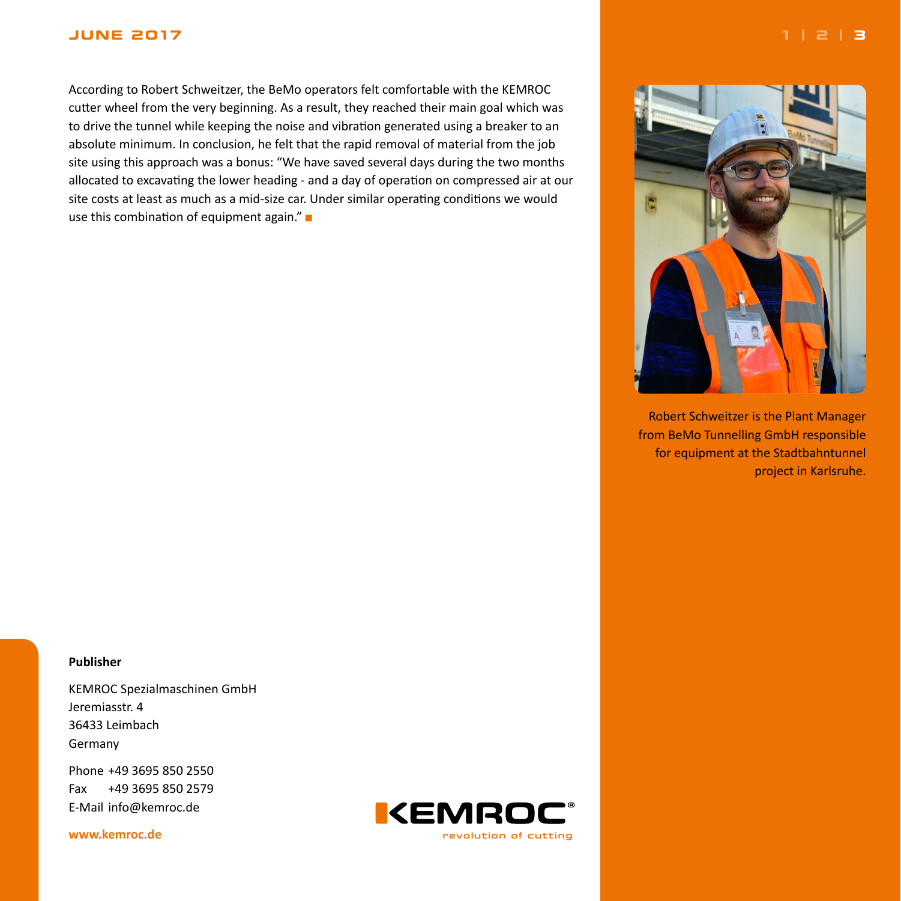According to Robert Schweitzer, the BeMo operators felt comfortable with the KEMROC cutter wheel from the very beginning. As a result, they reached their main goal which was to drive the tunnel while keeping the noise and vibration generated using a breaker to an absolute minimum. In conclusion, he felt that the rapid removal of material from the job site using this approach was a bonus: "We have saved several days during the two months allocated to excavating the lower heading - and a day of operation on compressed air at our site costs at least as much as a mid-size car. Under similar operating conditions we would use this combination of equipment again." ■

Robert Schweitzer is the Plant Manager from BeMo Tunnelling GmbH responsible for equipment at the Stadtbahntunnel project in Karlsruhe.

**Publisher**

KEMROC Spezialmaschinen GmbH
Jeremiasstr. 4
36433 Leimbach
Germany

Phone +49 3695 850 2550
Fax +49 3695 850 2579
E-Mail info@kemroc.de

**www.kemroc.de**

KEMROC®
revolution of cutting